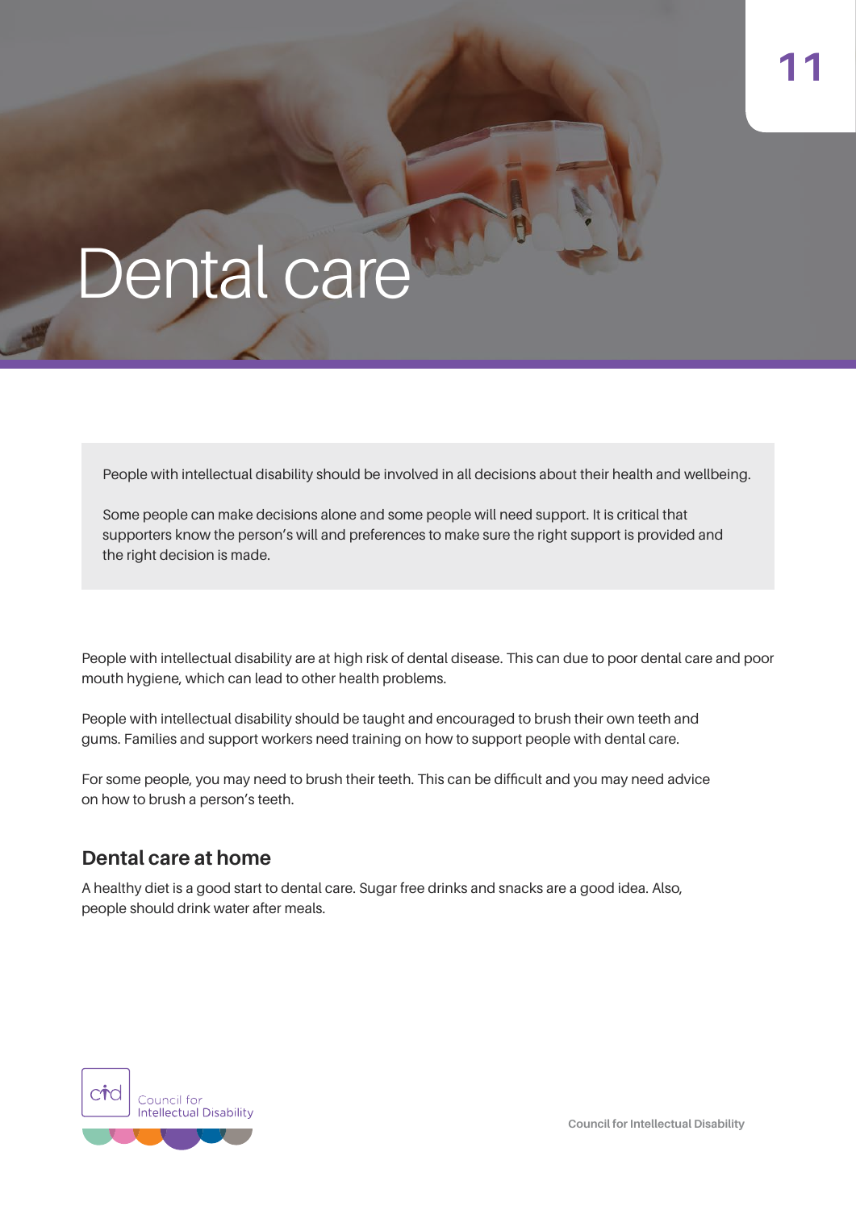# Dental care

> People with intellectual disability should be involved in all decisions about their health and wellbeing.
>
> Some people can make decisions alone and some people will need support. It is critical that supporters know the person's will and preferences to make sure the right support is provided and the right decision is made.

People with intellectual disability are at high risk of dental disease. This can due to poor dental care and poor mouth hygiene, which can lead to other health problems.

People with intellectual disability should be taught and encouraged to brush their own teeth and gums. Families and support workers need training on how to support people with dental care.

For some people, you may need to brush their teeth. This can be difficult and you may need advice on how to brush a person's teeth.

## Dental care at home

A healthy diet is a good start to dental care. Sugar free drinks and snacks are a good idea. Also, people should drink water after meals.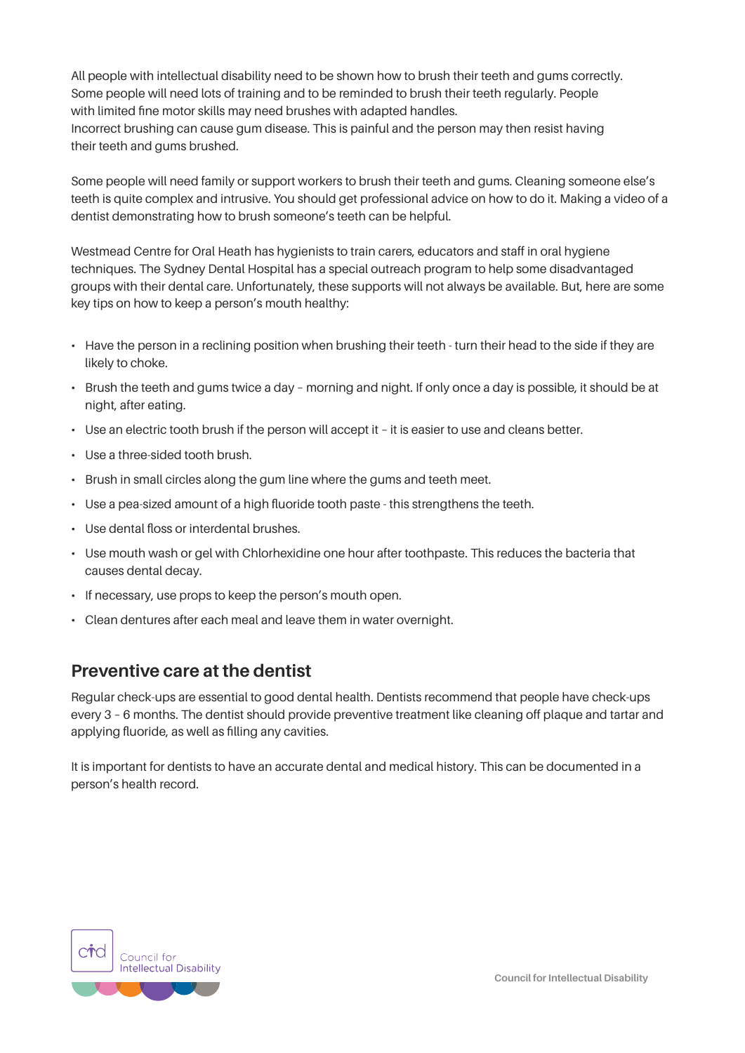All people with intellectual disability need to be shown how to brush their teeth and gums correctly. Some people will need lots of training and to be reminded to brush their teeth regularly. People with limited fine motor skills may need brushes with adapted handles.
Incorrect brushing can cause gum disease. This is painful and the person may then resist having their teeth and gums brushed.

Some people will need family or support workers to brush their teeth and gums. Cleaning someone else's teeth is quite complex and intrusive. You should get professional advice on how to do it. Making a video of a dentist demonstrating how to brush someone's teeth can be helpful.

Westmead Centre for Oral Heath has hygienists to train carers, educators and staff in oral hygiene techniques. The Sydney Dental Hospital has a special outreach program to help some disadvantaged groups with their dental care. Unfortunately, these supports will not always be available. But, here are some key tips on how to keep a person's mouth healthy:

- Have the person in a reclining position when brushing their teeth - turn their head to the side if they are likely to choke.
- Brush the teeth and gums twice a day – morning and night. If only once a day is possible, it should be at night, after eating.
- Use an electric tooth brush if the person will accept it – it is easier to use and cleans better.
- Use a three-sided tooth brush.
- Brush in small circles along the gum line where the gums and teeth meet.
- Use a pea-sized amount of a high fluoride tooth paste - this strengthens the teeth.
- Use dental floss or interdental brushes.
- Use mouth wash or gel with Chlorhexidine one hour after toothpaste. This reduces the bacteria that causes dental decay.
- If necessary, use props to keep the person's mouth open.
- Clean dentures after each meal and leave them in water overnight.

## Preventive care at the dentist

Regular check-ups are essential to good dental health. Dentists recommend that people have check-ups every 3 – 6 months. The dentist should provide preventive treatment like cleaning off plaque and tartar and applying fluoride, as well as filling any cavities.

It is important for dentists to have an accurate dental and medical history. This can be documented in a person's health record.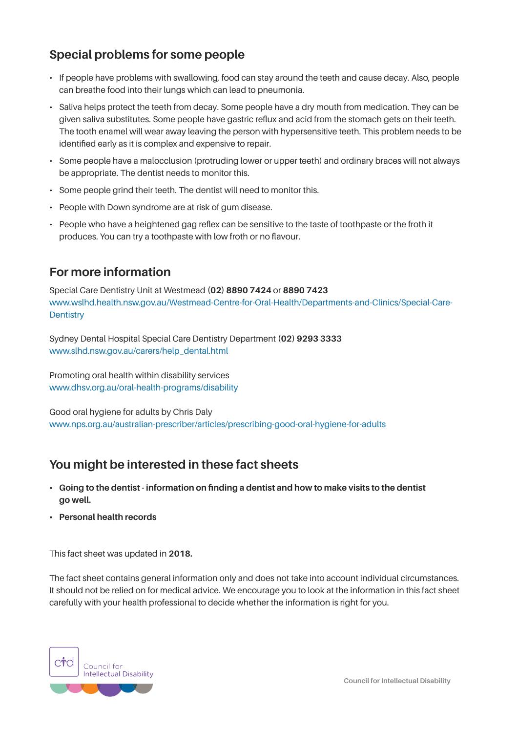## Special problems for some people

- If people have problems with swallowing, food can stay around the teeth and cause decay. Also, people can breathe food into their lungs which can lead to pneumonia.
- Saliva helps protect the teeth from decay. Some people have a dry mouth from medication. They can be given saliva substitutes. Some people have gastric reflux and acid from the stomach gets on their teeth. The tooth enamel will wear away leaving the person with hypersensitive teeth. This problem needs to be identified early as it is complex and expensive to repair.
- Some people have a malocclusion (protruding lower or upper teeth) and ordinary braces will not always be appropriate. The dentist needs to monitor this.
- Some people grind their teeth. The dentist will need to monitor this.
- People with Down syndrome are at risk of gum disease.
- People who have a heightened gag reflex can be sensitive to the taste of toothpaste or the froth it produces. You can try a toothpaste with low froth or no flavour.

## For more information

Special Care Dentistry Unit at Westmead (**02**) **8890 7424** or **8890 7423**
www.wslhd.health.nsw.gov.au/Westmead-Centre-for-Oral-Health/Departments-and-Clinics/Special-Care-Dentistry

Sydney Dental Hospital Special Care Dentistry Department (**02**) **9293 3333**
www.slhd.nsw.gov.au/carers/help_dental.html

Promoting oral health within disability services
www.dhsv.org.au/oral-health-programs/disability

Good oral hygiene for adults by Chris Daly
www.nps.org.au/australian-prescriber/articles/prescribing-good-oral-hygiene-for-adults

## You might be interested in these fact sheets

- **Going to the dentist** - **information on finding a dentist and how to make visits to the dentist go well.**
- **Personal health records**

This fact sheet was updated in **2018.**

The fact sheet contains general information only and does not take into account individual circumstances. It should not be relied on for medical advice. We encourage you to look at the information in this fact sheet carefully with your health professional to decide whether the information is right for you.

Council for Intellectual Disability